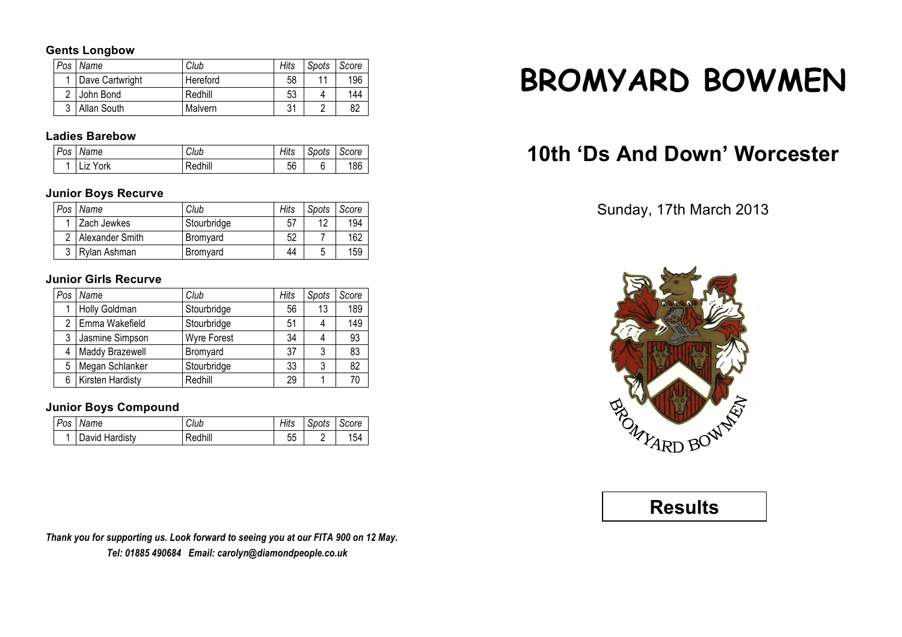# BROMYARD BOWMEN

## 10th 'Ds And Down' Worcester

Sunday, 17th March 2013

## Results

### Gents Longbow

| Pos | Name | Club | Hits | Spots | Score |
|---|---|---|---|---|---|
| 1 | Dave Cartwright | Hereford | 58 | 11 | 196 |
| 2 | John Bond | Redhill | 53 | 4 | 144 |
| 3 | Allan South | Malvern | 31 | 2 | 82 |

### Ladies Barebow

| Pos | Name | Club | Hits | Spots | Score |
|---|---|---|---|---|---|
| 1 | Liz York | Redhill | 56 | 6 | 186 |

### Junior Boys Recurve

| Pos | Name | Club | Hits | Spots | Score |
|---|---|---|---|---|---|
| 1 | Zach Jewkes | Stourbridge | 57 | 12 | 194 |
| 2 | Alexander Smith | Bromyard | 52 | 7 | 162 |
| 3 | Rylan Ashman | Bromyard | 44 | 5 | 159 |

### Junior Girls Recurve

| Pos | Name | Club | Hits | Spots | Score |
|---|---|---|---|---|---|
| 1 | Holly Goldman | Stourbridge | 56 | 13 | 189 |
| 2 | Emma Wakefield | Stourbridge | 51 | 4 | 149 |
| 3 | Jasmine Simpson | Wyre Forest | 34 | 4 | 93 |
| 4 | Maddy Brazewell | Bromyard | 37 | 3 | 83 |
| 5 | Megan Schlanker | Stourbridge | 33 | 3 | 82 |
| 6 | Kirsten Hardisty | Redhill | 29 | 1 | 70 |

### Junior Boys Compound

| Pos | Name | Club | Hits | Spots | Score |
|---|---|---|---|---|---|
| 1 | David Hardisty | Redhill | 55 | 2 | 154 |

***Thank you for supporting us. Look forward to seeing you at our FITA 900 on 12 May.***

***Tel: 01885 490684 Email: carolyn@diamondpeople.co.uk***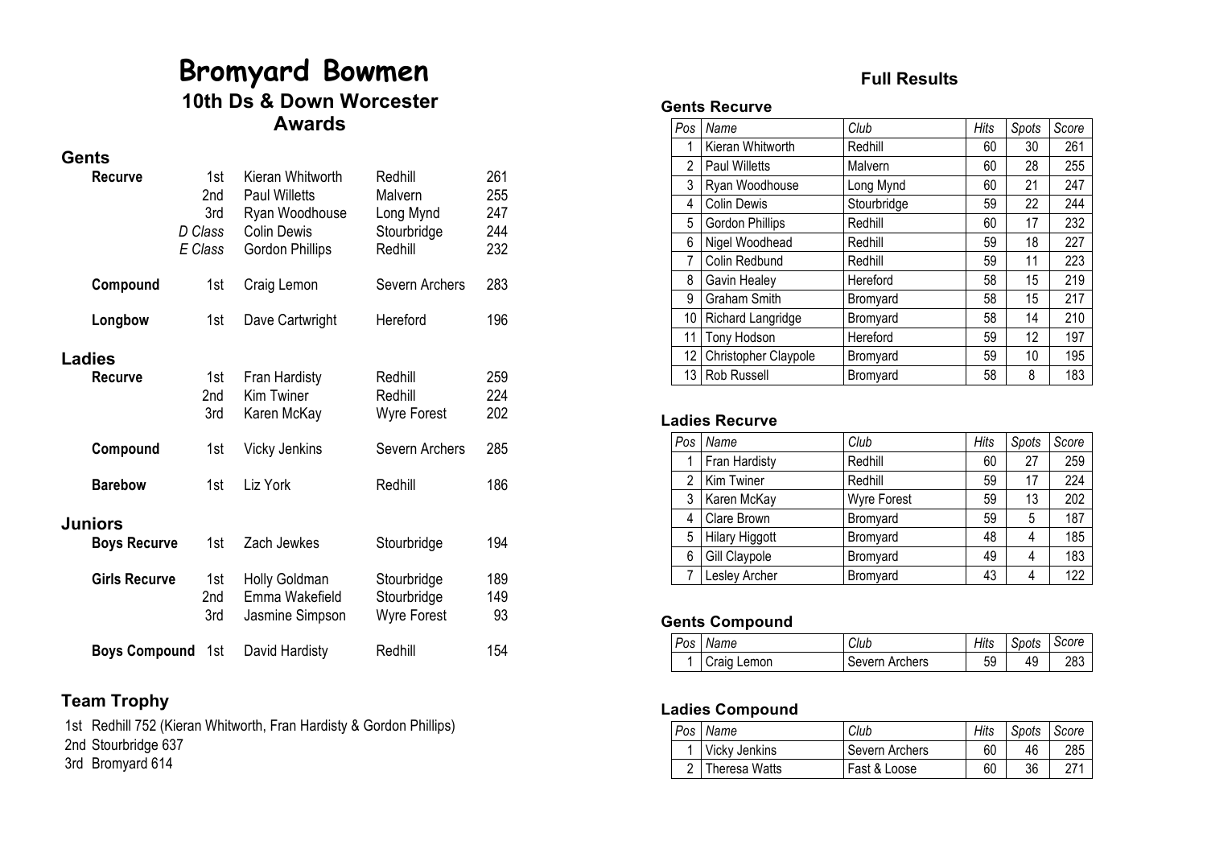# Bromyard Bowmen

## 10th Ds & Down Worcester Awards

### Gents

| | | | | |
|---|---|---|---|---|
| **Recurve** | 1st | Kieran Whitworth | Redhill | 261 |
| | 2nd | Paul Willetts | Malvern | 255 |
| | 3rd | Ryan Woodhouse | Long Mynd | 247 |
| | *D Class* | Colin Dewis | Stourbridge | 244 |
| | *E Class* | Gordon Phillips | Redhill | 232 |
| **Compound** | 1st | Craig Lemon | Severn Archers | 283 |
| **Longbow** | 1st | Dave Cartwright | Hereford | 196 |

### Ladies

| | | | | |
|---|---|---|---|---|
| **Recurve** | 1st | Fran Hardisty | Redhill | 259 |
| | 2nd | Kim Twiner | Redhill | 224 |
| | 3rd | Karen McKay | Wyre Forest | 202 |
| **Compound** | 1st | Vicky Jenkins | Severn Archers | 285 |
| **Barebow** | 1st | Liz York | Redhill | 186 |

### Juniors

| | | | | |
|---|---|---|---|---|
| **Boys Recurve** | 1st | Zach Jewkes | Stourbridge | 194 |
| **Girls Recurve** | 1st | Holly Goldman | Stourbridge | 189 |
| | 2nd | Emma Wakefield | Stourbridge | 149 |
| | 3rd | Jasmine Simpson | Wyre Forest | 93 |
| **Boys Compound** | 1st | David Hardisty | Redhill | 154 |

### Team Trophy

1st Redhill 752 (Kieran Whitworth, Fran Hardisty & Gordon Phillips)
2nd Stourbridge 637
3rd Bromyard 614

## Full Results

### Gents Recurve

| *Pos* | *Name* | *Club* | *Hits* | *Spots* | *Score* |
|---|---|---|---|---|---|
| 1 | Kieran Whitworth | Redhill | 60 | 30 | 261 |
| 2 | Paul Willetts | Malvern | 60 | 28 | 255 |
| 3 | Ryan Woodhouse | Long Mynd | 60 | 21 | 247 |
| 4 | Colin Dewis | Stourbridge | 59 | 22 | 244 |
| 5 | Gordon Phillips | Redhill | 60 | 17 | 232 |
| 6 | Nigel Woodhead | Redhill | 59 | 18 | 227 |
| 7 | Colin Redbund | Redhill | 59 | 11 | 223 |
| 8 | Gavin Healey | Hereford | 58 | 15 | 219 |
| 9 | Graham Smith | Bromyard | 58 | 15 | 217 |
| 10 | Richard Langridge | Bromyard | 58 | 14 | 210 |
| 11 | Tony Hodson | Hereford | 59 | 12 | 197 |
| 12 | Christopher Claypole | Bromyard | 59 | 10 | 195 |
| 13 | Rob Russell | Bromyard | 58 | 8 | 183 |

### Ladies Recurve

| *Pos* | *Name* | *Club* | *Hits* | *Spots* | *Score* |
|---|---|---|---|---|---|
| 1 | Fran Hardisty | Redhill | 60 | 27 | 259 |
| 2 | Kim Twiner | Redhill | 59 | 17 | 224 |
| 3 | Karen McKay | Wyre Forest | 59 | 13 | 202 |
| 4 | Clare Brown | Bromyard | 59 | 5 | 187 |
| 5 | Hilary Higgott | Bromyard | 48 | 4 | 185 |
| 6 | Gill Claypole | Bromyard | 49 | 4 | 183 |
| 7 | Lesley Archer | Bromyard | 43 | 4 | 122 |

### Gents Compound

| *Pos* | *Name* | *Club* | *Hits* | *Spots* | *Score* |
|---|---|---|---|---|---|
| 1 | Craig Lemon | Severn Archers | 59 | 49 | 283 |

### Ladies Compound

| *Pos* | *Name* | *Club* | *Hits* | *Spots* | *Score* |
|---|---|---|---|---|---|
| 1 | Vicky Jenkins | Severn Archers | 60 | 46 | 285 |
| 2 | Theresa Watts | Fast & Loose | 60 | 36 | 271 |